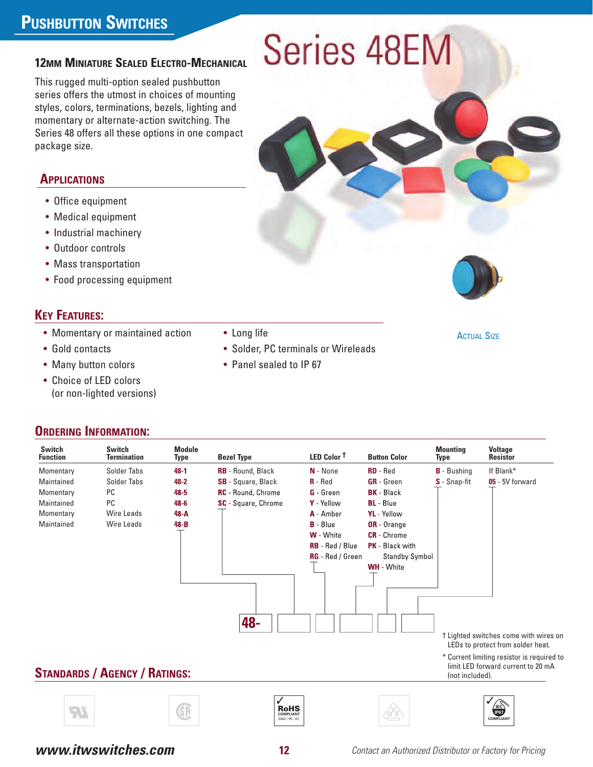# Pushbutton Switches

## 12mm Miniature Sealed Electro-Mechanical

# Series 48EM

This rugged multi-option sealed pushbutton series offers the utmost in choices of mounting styles, colors, terminations, bezels, lighting and momentary or alternate-action switching. The Series 48 offers all these options in one compact package size.

## Applications

- Office equipment
- Medical equipment
- Industrial machinery
- Outdoor controls
- Mass transportation
- Food processing equipment

Actual Size

## Key Features:

- Momentary or maintained action
- Gold contacts
- Many button colors
- Choice of LED colors (or non-lighted versions)
- Long life
- Solder, PC terminals or Wireleads
- Panel sealed to IP 67

## Ordering Information:

| Switch Function | Switch Termination | Module Type | Bezel Type | LED Color † | Button Color | Mounting Type | Voltage Resistor |
|---|---|---|---|---|---|---|---|
| Momentary | Solder Tabs | **48-1** | **RB** - Round, Black | **N** - None | **RD** - Red | **B** - Bushing | If Blank* |
| Maintained | Solder Tabs | **48-2** | **SB** - Square, Black | **R** - Red | **GR** - Green | **S** - Snap-fit | **05** - 5V forward |
| Momentary | PC | **48-5** | **RC** - Round, Chrome | **G** - Green | **BK** - Black | | |
| Maintained | PC | **48-6** | **SC** - Square, Chrome | **Y** - Yellow | **BL** - Blue | | |
| Momentary | Wire Leads | **48-A** | | **A** - Amber | **YL** - Yellow | | |
| Maintained | Wire Leads | **48-B** | | **B** - Blue | **OR** - Orange | | |
| | | | | **W** - White | **CR** - Chrome | | |
| | | | | **RB** - Red / Blue | **PK** - Black with Standby Symbol | | |
| | | | | **RG** - Red / Green | | | |
| | | | | | **WH** - White | | |

**48-** ☐ ☐ ☐ ☐ ☐

† Lighted switches come with wires on LEDs to protect from solder heat.

\* Current limiting resistor is required to limit LED forward current to 20 mA (not included).

## Standards / Agency / Ratings:

RoHS COMPLIANT 2002 / 95 / EC

IEC IP67 COMPLIANT

www.itwswitches.com

*Contact an Authorized Distributor or Factory for Pricing*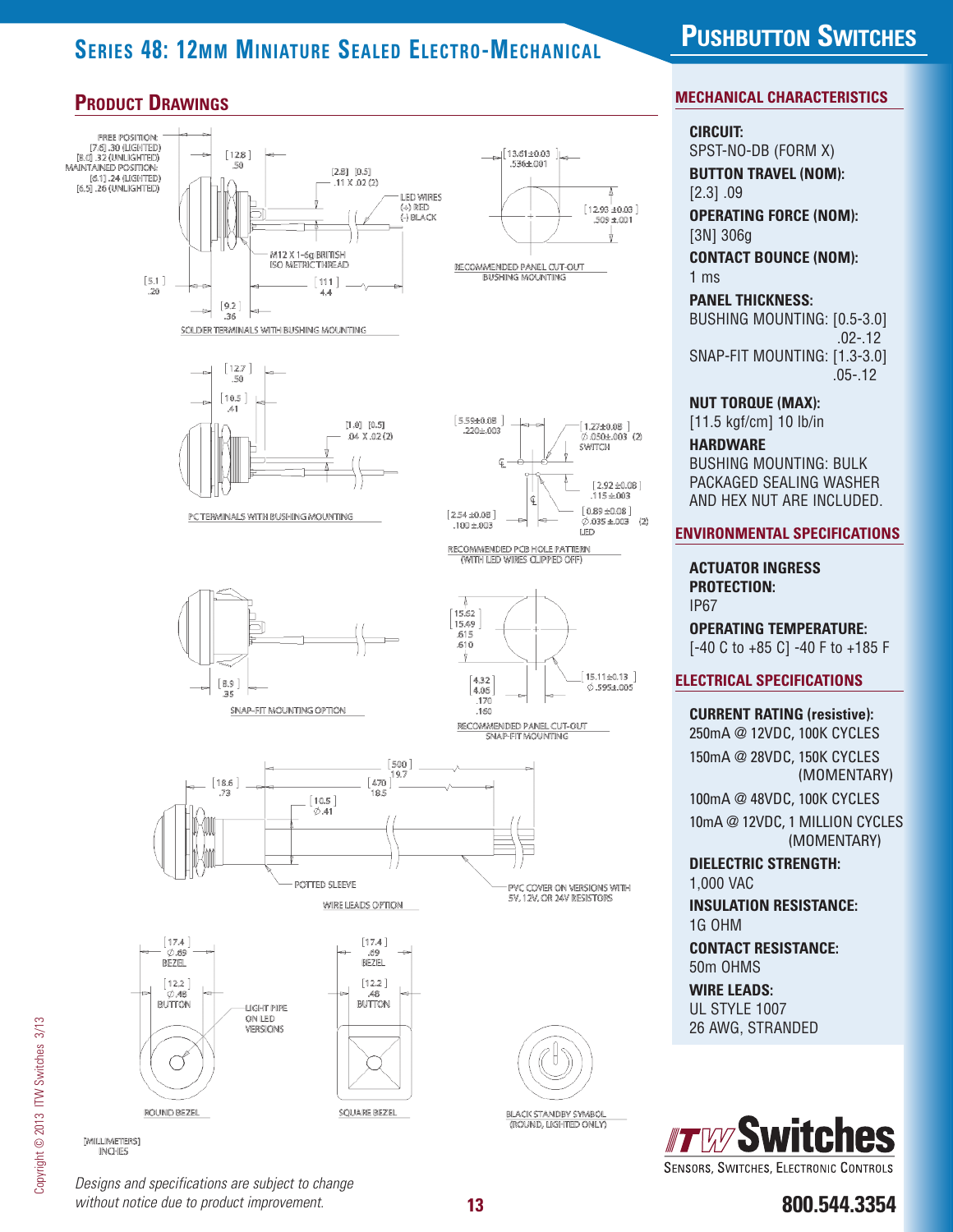## Series 48: 12mm Miniature Sealed Electro-Mechanical

## Pushbutton Switches

### Product Drawings

FREE POSITION:
[7.6] .30 (LIGHTED)
[8.0] .32 (UNLIGHTED)
MAINTAINED POSITION:
[6.1] .24 (LIGHTED)
[6.5] .26 (UNLIGHTED)

[12.8]
.50

[2.8] [0.5]
.11 X .02 (2)

LED WIRES
(+) RED
(-) BLACK

M12 X 1-6g BRITISH
ISO METRIC THREAD

[5.1]
.20

[111]
4.4

[9.2]
.36

SOLDER TERMINALS WITH BUSHING MOUNTING

[13.61±0.03]
.536±.001

[12.93 ±0.03]
.509 ±.001

RECOMMENDED PANEL CUT-OUT
BUSHING MOUNTING

[12.7]
.50

[10.5]
.41

[1.0] [0.5]
.04 X .02 (2)

PC TERMINALS WITH BUSHING MOUNTING

[5.59±0.08]
.220±.003

[1.27±0.08]
∅ .050±.003 (2)
SWITCH

[2.92 ±0.08]
.115 ±.003

[2.54 ±0.08]
.100 ±.003

[0.89 ±0.08]
∅ .035 ±.003 (2)
LED

RECOMMENDED PCB HOLE PATTERN
(WITH LED WIRES CLIPPED OFF)

[8.9]
.35

SNAP-FIT MOUNTING OPTION

[15.62
15.49]
.615
.610

[4.32
4.06]
.170
.160

[15.11±0.13]
∅ .595±.005

RECOMMENDED PANEL CUT-OUT
SNAP-FIT MOUNTING

[18.6]
.73

[500]
19.7

[470]
18.5

[10.5]
∅ .41

POTTED SLEEVE

PVC COVER ON VERSIONS WITH
5V, 12V, OR 24V RESISTORS

WIRE LEADS OPTION

[17.4]
∅ .69
BEZEL

[12.2]
∅ .48
BUTTON

LIGHT PIPE
ON LED
VERSIONS

ROUND BEZEL

[17.4]
.69
BEZEL

[12.2]
.48
BUTTON

SQUARE BEZEL

BLACK STANDBY SYMBOL
(ROUND, LIGHTED ONLY)

[MILLIMETERS]
INCHES

### MECHANICAL CHARACTERISTICS

**CIRCUIT:**
SPST-NO-DB (FORM X)

**BUTTON TRAVEL (NOM):**
[2.3] .09

**OPERATING FORCE (NOM):**
[3N] 306g

**CONTACT BOUNCE (NOM):**
1 ms

**PANEL THICKNESS:**
BUSHING MOUNTING: [0.5-3.0] .02-.12
SNAP-FIT MOUNTING: [1.3-3.0] .05-.12

**NUT TORQUE (MAX):**
[11.5 kgf/cm] 10 lb/in

**HARDWARE**
BUSHING MOUNTING: BULK PACKAGED SEALING WASHER AND HEX NUT ARE INCLUDED.

### ENVIRONMENTAL SPECIFICATIONS

**ACTUATOR INGRESS PROTECTION:**
IP67

**OPERATING TEMPERATURE:**
[-40 C to +85 C] -40 F to +185 F

### ELECTRICAL SPECIFICATIONS

**CURRENT RATING (resistive):**
250mA @ 12VDC, 100K CYCLES
150mA @ 28VDC, 150K CYCLES (MOMENTARY)
100mA @ 48VDC, 100K CYCLES
10mA @ 12VDC, 1 MILLION CYCLES (MOMENTARY)

**DIELECTRIC STRENGTH:**
1,000 VAC

**INSULATION RESISTANCE:**
1G OHM

**CONTACT RESISTANCE:**
50m OHMS

**WIRE LEADS:**
UL STYLE 1007
26 AWG, STRANDED

ITW Switches
Sensors, Switches, Electronic Controls

*Designs and specifications are subject to change without notice due to product improvement.*

Copyright © 2013 ITW Switches 3/13

800.544.3354